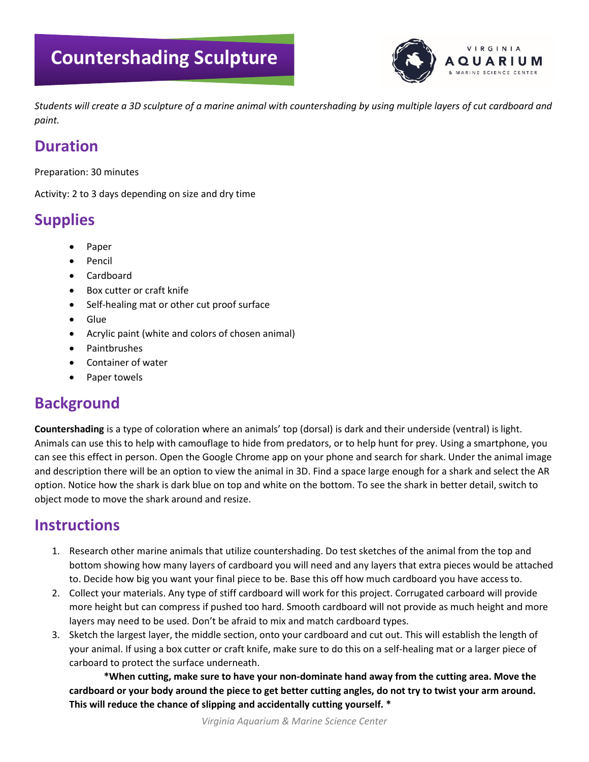# Countershading Sculpture

*Students will create a 3D sculpture of a marine animal with countershading by using multiple layers of cut cardboard and paint.*

## Duration

Preparation: 30 minutes

Activity: 2 to 3 days depending on size and dry time

## Supplies

- Paper
- Pencil
- Cardboard
- Box cutter or craft knife
- Self-healing mat or other cut proof surface
- Glue
- Acrylic paint (white and colors of chosen animal)
- Paintbrushes
- Container of water
- Paper towels

## Background

**Countershading** is a type of coloration where an animals' top (dorsal) is dark and their underside (ventral) is light. Animals can use this to help with camouflage to hide from predators, or to help hunt for prey. Using a smartphone, you can see this effect in person. Open the Google Chrome app on your phone and search for shark. Under the animal image and description there will be an option to view the animal in 3D. Find a space large enough for a shark and select the AR option. Notice how the shark is dark blue on top and white on the bottom. To see the shark in better detail, switch to object mode to move the shark around and resize.

## Instructions

1. Research other marine animals that utilize countershading. Do test sketches of the animal from the top and bottom showing how many layers of cardboard you will need and any layers that extra pieces would be attached to. Decide how big you want your final piece to be. Base this off how much cardboard you have access to.
2. Collect your materials. Any type of stiff cardboard will work for this project. Corrugated carboard will provide more height but can compress if pushed too hard. Smooth cardboard will not provide as much height and more layers may need to be used. Don't be afraid to mix and match cardboard types.
3. Sketch the largest layer, the middle section, onto your cardboard and cut out. This will establish the length of your animal. If using a box cutter or craft knife, make sure to do this on a self-healing mat or a larger piece of carboard to protect the surface underneath.

   **\*When cutting, make sure to have your non-dominate hand away from the cutting area. Move the cardboard or your body around the piece to get better cutting angles, do not try to twist your arm around. This will reduce the chance of slipping and accidentally cutting yourself. \***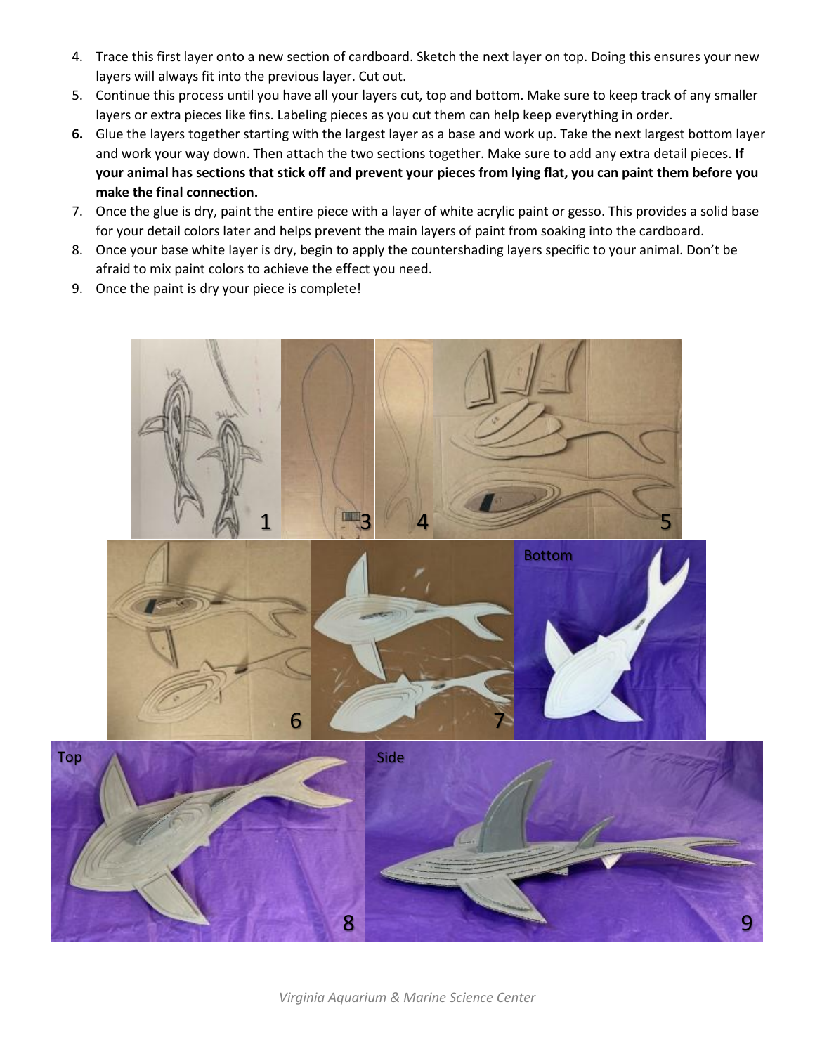4. Trace this first layer onto a new section of cardboard. Sketch the next layer on top. Doing this ensures your new layers will always fit into the previous layer. Cut out.
5. Continue this process until you have all your layers cut, top and bottom. Make sure to keep track of any smaller layers or extra pieces like fins. Labeling pieces as you cut them can help keep everything in order.
6. Glue the layers together starting with the largest layer as a base and work up. Take the next largest bottom layer and work your way down. Then attach the two sections together. Make sure to add any extra detail pieces. **If your animal has sections that stick off and prevent your pieces from lying flat, you can paint them before you make the final connection.**
7. Once the glue is dry, paint the entire piece with a layer of white acrylic paint or gesso. This provides a solid base for your detail colors later and helps prevent the main layers of paint from soaking into the cardboard.
8. Once your base white layer is dry, begin to apply the countershading layers specific to your animal. Don't be afraid to mix paint colors to achieve the effect you need.
9. Once the paint is dry your piece is complete!

1 3 4 5

6 7 Bottom

Top 8 Side 9

*Virginia Aquarium & Marine Science Center*